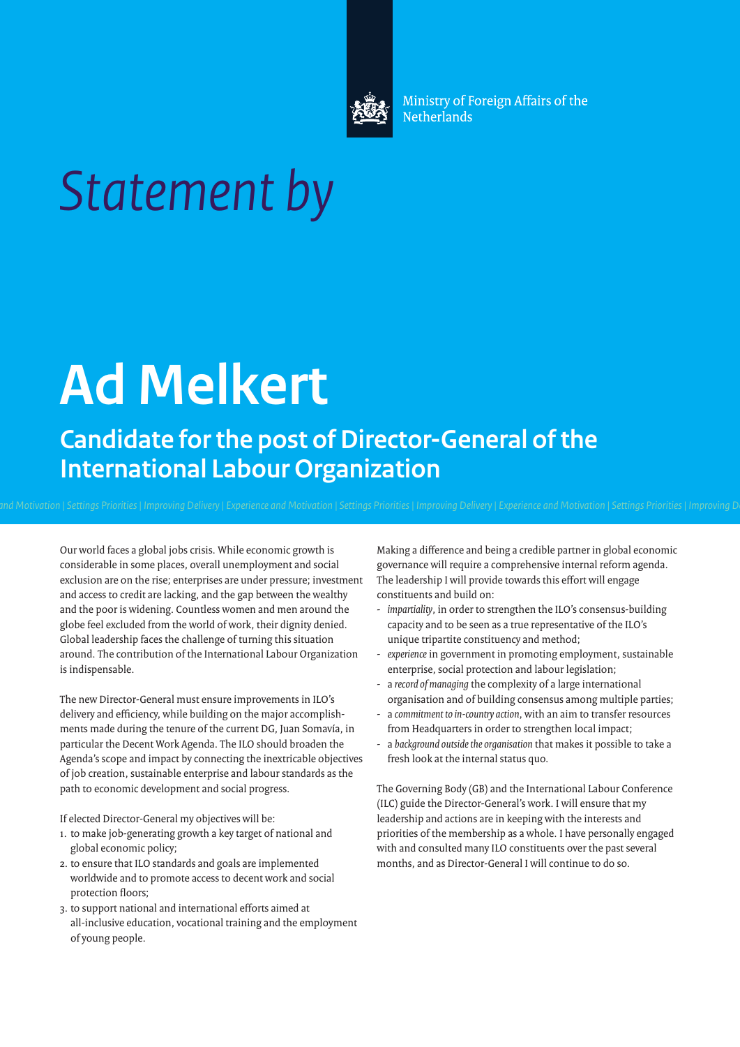Ministry of Foreign Affairs of the Netherlands

# *Statement by*

# Ad Melkert

## Candidate for the post of Director-General of the International Labour Organization

*and Motivation | Settings Priorities | Improving Delivery | Experience and Motivation | Settings Priorities | Improving Delivery | Experience and Motivation | Settings Priorities | Improving D*

Our world faces a global jobs crisis. While economic growth is considerable in some places, overall unemployment and social exclusion are on the rise; enterprises are under pressure; investment and access to credit are lacking, and the gap between the wealthy and the poor is widening. Countless women and men around the globe feel excluded from the world of work, their dignity denied. Global leadership faces the challenge of turning this situation around. The contribution of the International Labour Organization is indispensable.

The new Director-General must ensure improvements in ILO's delivery and efficiency, while building on the major accomplishments made during the tenure of the current DG, Juan Somavía, in particular the Decent Work Agenda. The ILO should broaden the Agenda's scope and impact by connecting the inextricable objectives of job creation, sustainable enterprise and labour standards as the path to economic development and social progress.

If elected Director-General my objectives will be:

1. to make job-generating growth a key target of national and global economic policy;
2. to ensure that ILO standards and goals are implemented worldwide and to promote access to decent work and social protection floors;
3. to support national and international efforts aimed at all-inclusive education, vocational training and the employment of young people.

Making a difference and being a credible partner in global economic governance will require a comprehensive internal reform agenda. The leadership I will provide towards this effort will engage constituents and build on:

- *impartiality*, in order to strengthen the ILO's consensus-building capacity and to be seen as a true representative of the ILO's unique tripartite constituency and method;
- *experience* in government in promoting employment, sustainable enterprise, social protection and labour legislation;
- a *record of managing* the complexity of a large international organisation and of building consensus among multiple parties;
- a *commitment to in-country action*, with an aim to transfer resources from Headquarters in order to strengthen local impact;
- a *background outside the organisation* that makes it possible to take a fresh look at the internal status quo.

The Governing Body (GB) and the International Labour Conference (ILC) guide the Director-General's work. I will ensure that my leadership and actions are in keeping with the interests and priorities of the membership as a whole. I have personally engaged with and consulted many ILO constituents over the past several months, and as Director-General I will continue to do so.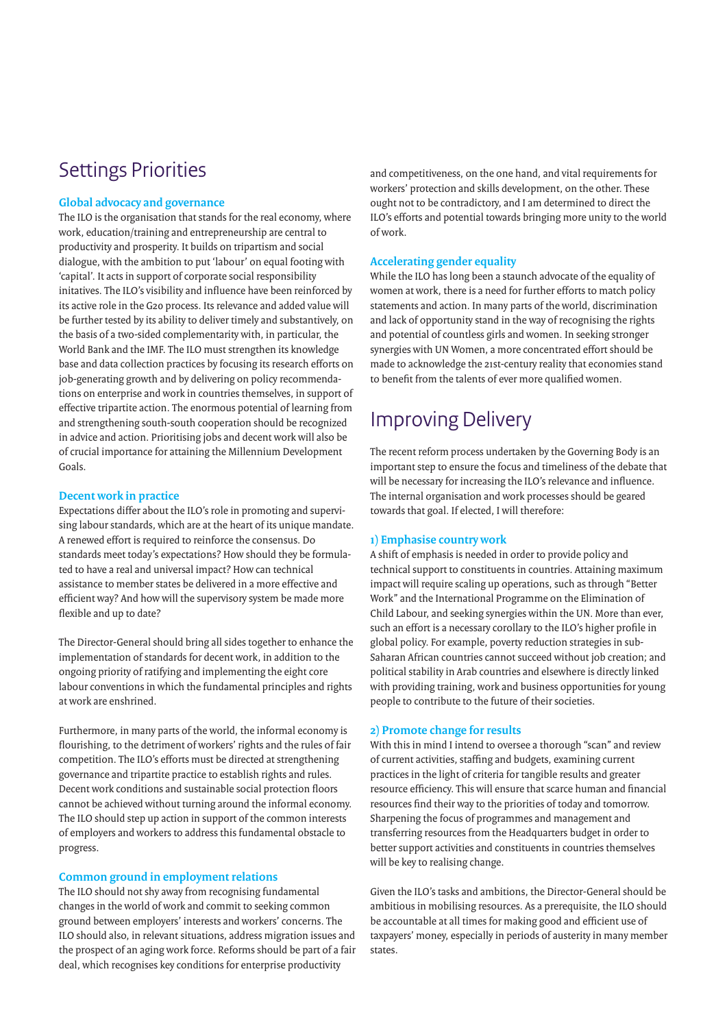# Settings Priorities

### Global advocacy and governance

The ILO is the organisation that stands for the real economy, where work, education/training and entrepreneurship are central to productivity and prosperity. It builds on tripartism and social dialogue, with the ambition to put 'labour' on equal footing with 'capital'. It acts in support of corporate social responsibility initatives. The ILO's visibility and influence have been reinforced by its active role in the G20 process. Its relevance and added value will be further tested by its ability to deliver timely and substantively, on the basis of a two-sided complementarity with, in particular, the World Bank and the IMF. The ILO must strengthen its knowledge base and data collection practices by focusing its research efforts on job-generating growth and by delivering on policy recommendations on enterprise and work in countries themselves, in support of effective tripartite action. The enormous potential of learning from and strengthening south-south cooperation should be recognized in advice and action. Prioritising jobs and decent work will also be of crucial importance for attaining the Millennium Development Goals.

### Decent work in practice

Expectations differ about the ILO's role in promoting and supervising labour standards, which are at the heart of its unique mandate. A renewed effort is required to reinforce the consensus. Do standards meet today's expectations? How should they be formulated to have a real and universal impact? How can technical assistance to member states be delivered in a more effective and efficient way? And how will the supervisory system be made more flexible and up to date?

The Director-General should bring all sides together to enhance the implementation of standards for decent work, in addition to the ongoing priority of ratifying and implementing the eight core labour conventions in which the fundamental principles and rights at work are enshrined.

Furthermore, in many parts of the world, the informal economy is flourishing, to the detriment of workers' rights and the rules of fair competition. The ILO's efforts must be directed at strengthening governance and tripartite practice to establish rights and rules. Decent work conditions and sustainable social protection floors cannot be achieved without turning around the informal economy. The ILO should step up action in support of the common interests of employers and workers to address this fundamental obstacle to progress.

### Common ground in employment relations

The ILO should not shy away from recognising fundamental changes in the world of work and commit to seeking common ground between employers' interests and workers' concerns. The ILO should also, in relevant situations, address migration issues and the prospect of an aging work force. Reforms should be part of a fair deal, which recognises key conditions for enterprise productivity and competitiveness, on the one hand, and vital requirements for workers' protection and skills development, on the other. These ought not to be contradictory, and I am determined to direct the ILO's efforts and potential towards bringing more unity to the world of work.

### Accelerating gender equality

While the ILO has long been a staunch advocate of the equality of women at work, there is a need for further efforts to match policy statements and action. In many parts of the world, discrimination and lack of opportunity stand in the way of recognising the rights and potential of countless girls and women. In seeking stronger synergies with UN Women, a more concentrated effort should be made to acknowledge the 21st-century reality that economies stand to benefit from the talents of ever more qualified women.

# Improving Delivery

The recent reform process undertaken by the Governing Body is an important step to ensure the focus and timeliness of the debate that will be necessary for increasing the ILO's relevance and influence. The internal organisation and work processes should be geared towards that goal. If elected, I will therefore:

### 1) Emphasise country work

A shift of emphasis is needed in order to provide policy and technical support to constituents in countries. Attaining maximum impact will require scaling up operations, such as through "Better Work" and the International Programme on the Elimination of Child Labour, and seeking synergies within the UN. More than ever, such an effort is a necessary corollary to the ILO's higher profile in global policy. For example, poverty reduction strategies in sub-Saharan African countries cannot succeed without job creation; and political stability in Arab countries and elsewhere is directly linked with providing training, work and business opportunities for young people to contribute to the future of their societies.

### 2) Promote change for results

With this in mind I intend to oversee a thorough "scan" and review of current activities, staffing and budgets, examining current practices in the light of criteria for tangible results and greater resource efficiency. This will ensure that scarce human and financial resources find their way to the priorities of today and tomorrow. Sharpening the focus of programmes and management and transferring resources from the Headquarters budget in order to better support activities and constituents in countries themselves will be key to realising change.

Given the ILO's tasks and ambitions, the Director-General should be ambitious in mobilising resources. As a prerequisite, the ILO should be accountable at all times for making good and efficient use of taxpayers' money, especially in periods of austerity in many member states.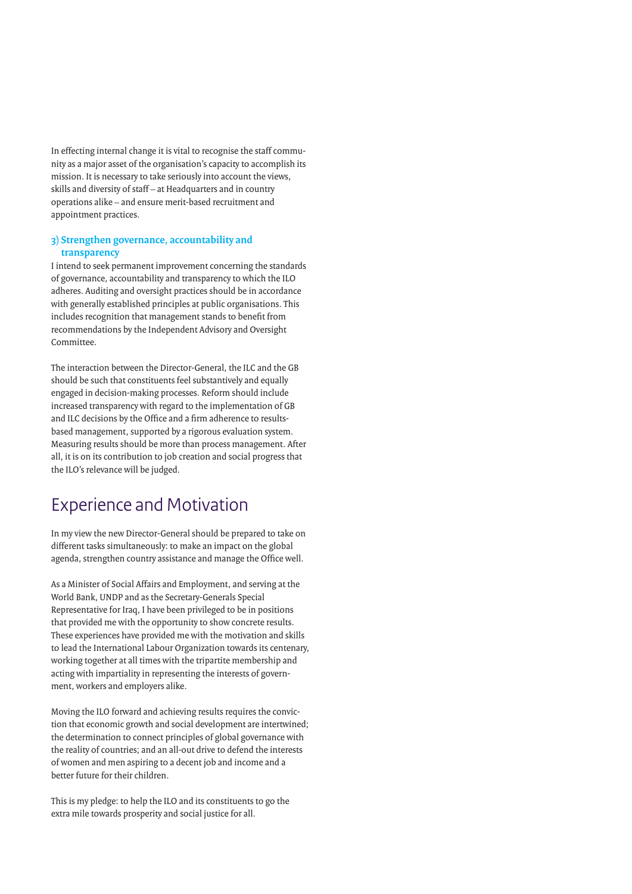In effecting internal change it is vital to recognise the staff community as a major asset of the organisation's capacity to accomplish its mission. It is necessary to take seriously into account the views, skills and diversity of staff – at Headquarters and in country operations alike – and ensure merit-based recruitment and appointment practices.

### 3) Strengthen governance, accountability and transparency

I intend to seek permanent improvement concerning the standards of governance, accountability and transparency to which the ILO adheres. Auditing and oversight practices should be in accordance with generally established principles at public organisations. This includes recognition that management stands to benefit from recommendations by the Independent Advisory and Oversight Committee.

The interaction between the Director-General, the ILC and the GB should be such that constituents feel substantively and equally engaged in decision-making processes. Reform should include increased transparency with regard to the implementation of GB and ILC decisions by the Office and a firm adherence to results-based management, supported by a rigorous evaluation system. Measuring results should be more than process management. After all, it is on its contribution to job creation and social progress that the ILO's relevance will be judged.

## Experience and Motivation

In my view the new Director-General should be prepared to take on different tasks simultaneously: to make an impact on the global agenda, strengthen country assistance and manage the Office well.

As a Minister of Social Affairs and Employment, and serving at the World Bank, UNDP and as the Secretary-Generals Special Representative for Iraq, I have been privileged to be in positions that provided me with the opportunity to show concrete results. These experiences have provided me with the motivation and skills to lead the International Labour Organization towards its centenary, working together at all times with the tripartite membership and acting with impartiality in representing the interests of government, workers and employers alike.

Moving the ILO forward and achieving results requires the conviction that economic growth and social development are intertwined; the determination to connect principles of global governance with the reality of countries; and an all-out drive to defend the interests of women and men aspiring to a decent job and income and a better future for their children.

This is my pledge: to help the ILO and its constituents to go the extra mile towards prosperity and social justice for all.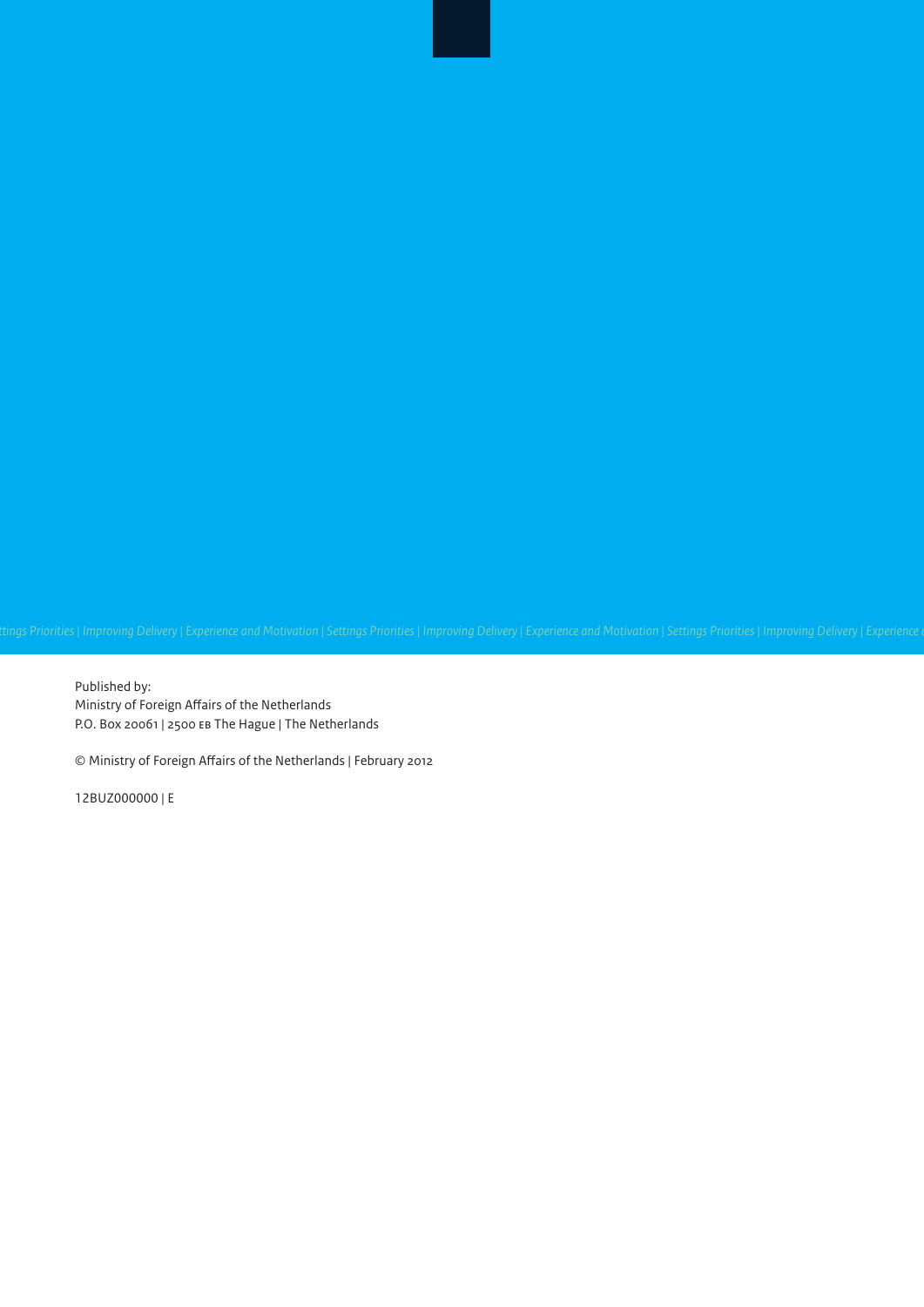ttings Priorities | Improving Delivery | Experience and Motivation | Settings Priorities | Improving Delivery | Experience and Motivation | Settings Priorities | Improving Delivery | Experience a

Published by:
Ministry of Foreign Affairs of the Netherlands
P.O. Box 20061 | 2500 EB The Hague | The Netherlands

© Ministry of Foreign Affairs of the Netherlands | February 2012

12BUZ000000 | E